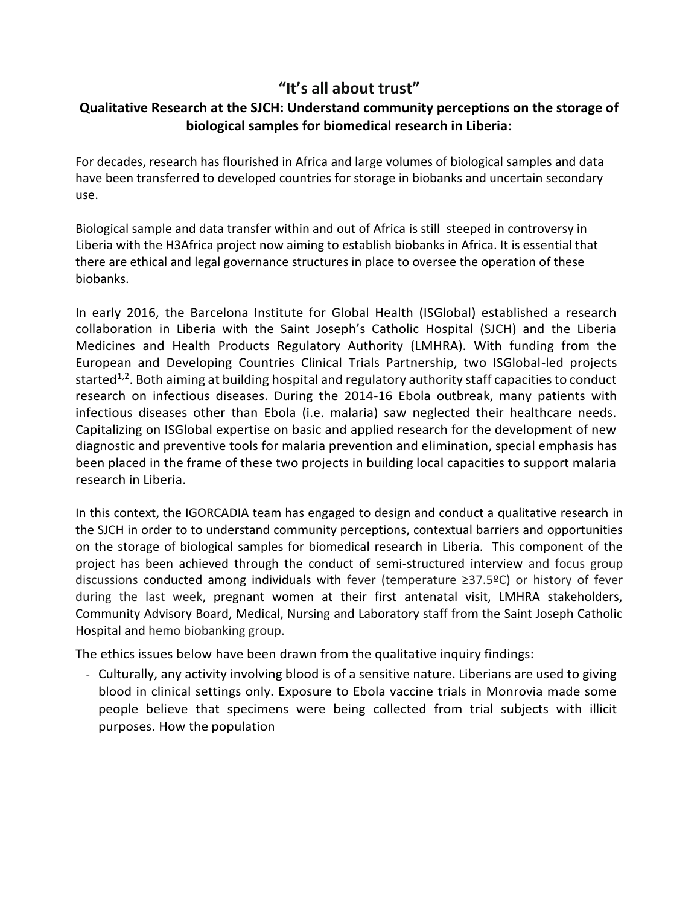# "It's all about trust"

## Qualitative Research at the SJCH: Understand community perceptions on the storage of biological samples for biomedical research in Liberia:

For decades, research has flourished in Africa and large volumes of biological samples and data have been transferred to developed countries for storage in biobanks and uncertain secondary use.

Biological sample and data transfer within and out of Africa is still steeped in controversy in Liberia with the H3Africa project now aiming to establish biobanks in Africa. It is essential that there are ethical and legal governance structures in place to oversee the operation of these biobanks.

In early 2016, the Barcelona Institute for Global Health (ISGlobal) established a research collaboration in Liberia with the Saint Joseph's Catholic Hospital (SJCH) and the Liberia Medicines and Health Products Regulatory Authority (LMHRA). With funding from the European and Developing Countries Clinical Trials Partnership, two ISGlobal-led projects started[1,2]. Both aiming at building hospital and regulatory authority staff capacities to conduct research on infectious diseases. During the 2014-16 Ebola outbreak, many patients with infectious diseases other than Ebola (i.e. malaria) saw neglected their healthcare needs. Capitalizing on ISGlobal expertise on basic and applied research for the development of new diagnostic and preventive tools for malaria prevention and elimination, special emphasis has been placed in the frame of these two projects in building local capacities to support malaria research in Liberia.

In this context, the IGORCADIA team has engaged to design and conduct a qualitative research in the SJCH in order to to understand community perceptions, contextual barriers and opportunities on the storage of biological samples for biomedical research in Liberia. This component of the project has been achieved through the conduct of semi-structured interview and focus group discussions conducted among individuals with fever (temperature ≥37.5ºC) or history of fever during the last week, pregnant women at their first antenatal visit, LMHRA stakeholders, Community Advisory Board, Medical, Nursing and Laboratory staff from the Saint Joseph Catholic Hospital and hemo biobanking group.

The ethics issues below have been drawn from the qualitative inquiry findings:

- Culturally, any activity involving blood is of a sensitive nature. Liberians are used to giving blood in clinical settings only. Exposure to Ebola vaccine trials in Monrovia made some people believe that specimens were being collected from trial subjects with illicit purposes. How the population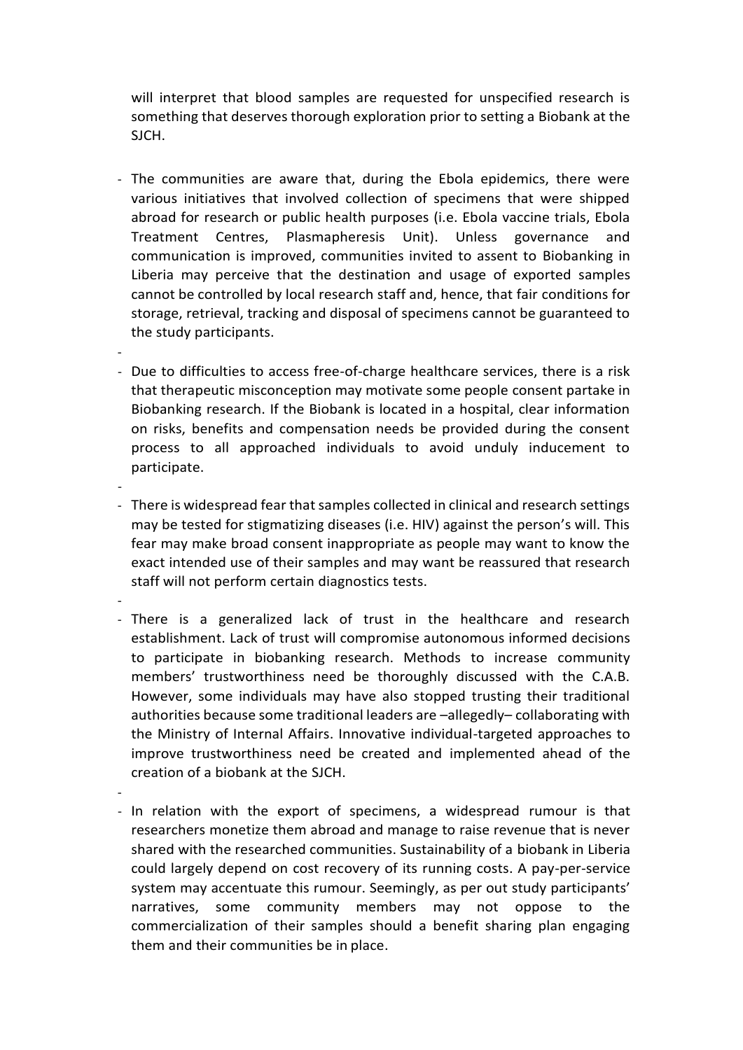will interpret that blood samples are requested for unspecified research is something that deserves thorough exploration prior to setting a Biobank at the SJCH.

- The communities are aware that, during the Ebola epidemics, there were various initiatives that involved collection of specimens that were shipped abroad for research or public health purposes (i.e. Ebola vaccine trials, Ebola Treatment Centres, Plasmapheresis Unit). Unless governance and communication is improved, communities invited to assent to Biobanking in Liberia may perceive that the destination and usage of exported samples cannot be controlled by local research staff and, hence, that fair conditions for storage, retrieval, tracking and disposal of specimens cannot be guaranteed to the study participants.
- Due to difficulties to access free-of-charge healthcare services, there is a risk that therapeutic misconception may motivate some people consent partake in Biobanking research. If the Biobank is located in a hospital, clear information on risks, benefits and compensation needs be provided during the consent process to all approached individuals to avoid unduly inducement to participate.
- There is widespread fear that samples collected in clinical and research settings may be tested for stigmatizing diseases (i.e. HIV) against the person's will. This fear may make broad consent inappropriate as people may want to know the exact intended use of their samples and may want be reassured that research staff will not perform certain diagnostics tests.
- There is a generalized lack of trust in the healthcare and research establishment. Lack of trust will compromise autonomous informed decisions to participate in biobanking research. Methods to increase community members' trustworthiness need be thoroughly discussed with the C.A.B. However, some individuals may have also stopped trusting their traditional authorities because some traditional leaders are –allegedly– collaborating with the Ministry of Internal Affairs. Innovative individual-targeted approaches to improve trustworthiness need be created and implemented ahead of the creation of a biobank at the SJCH.
- In relation with the export of specimens, a widespread rumour is that researchers monetize them abroad and manage to raise revenue that is never shared with the researched communities. Sustainability of a biobank in Liberia could largely depend on cost recovery of its running costs. A pay-per-service system may accentuate this rumour. Seemingly, as per out study participants' narratives, some community members may not oppose to the commercialization of their samples should a benefit sharing plan engaging them and their communities be in place.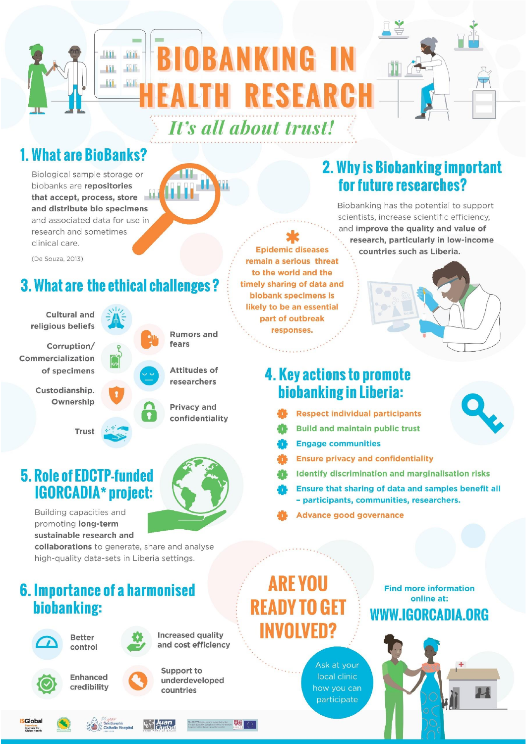# BIOBANKING IN HEALTH RESEARCH

*It's all about trust!*

## 1. What are BioBanks?

Biological sample storage or biobanks are **repositories that accept, process, store and distribute bio specimens** and associated data for use in research and sometimes clinical care.

(De Souza, 2013)

## 2. Why is Biobanking important for future researches?

Biobanking has the potential to support scientists, increase scientific efficiency, and **improve the quality and value of research, particularly in low-income countries such as Liberia.**

**Epidemic diseases remain a serious threat to the world and the timely sharing of data and biobank specimens is likely to be an essential part of outbreak responses.**

## 3. What are the ethical challenges?

- Cultural and religious beliefs
- Rumors and fears
- Corruption/ Commercialization of specimens
- Attitudes of researchers
- Custodianship. Ownership
- Privacy and confidentiality
- Trust

## 4. Key actions to promote biobanking in Liberia:

- **Respect individual participants**
- **Build and maintain public trust**
- **Engage communities**
- **Ensure privacy and confidentiality**
- **Identify discrimination and marginalisation risks**
- **Ensure that sharing of data and samples benefit all – participants, communities, researchers.**
- **Advance good governance**

## 5. Role of EDCTP-funded IGORCADIA* project:

Building capacities and promoting **long-term sustainable research and collaborations** to generate, share and analyse high-quality data-sets in Liberia settings.

## 6. Importance of a harmonised biobanking:

- Better control
- Increased quality and cost efficiency
- Enhanced credibility
- Support to underdeveloped countries

## ARE YOU READY TO GET INVOLVED?

Ask at your local clinic how you can participate

**Find more information online at:**

**WWW.IGORCADIA.ORG**